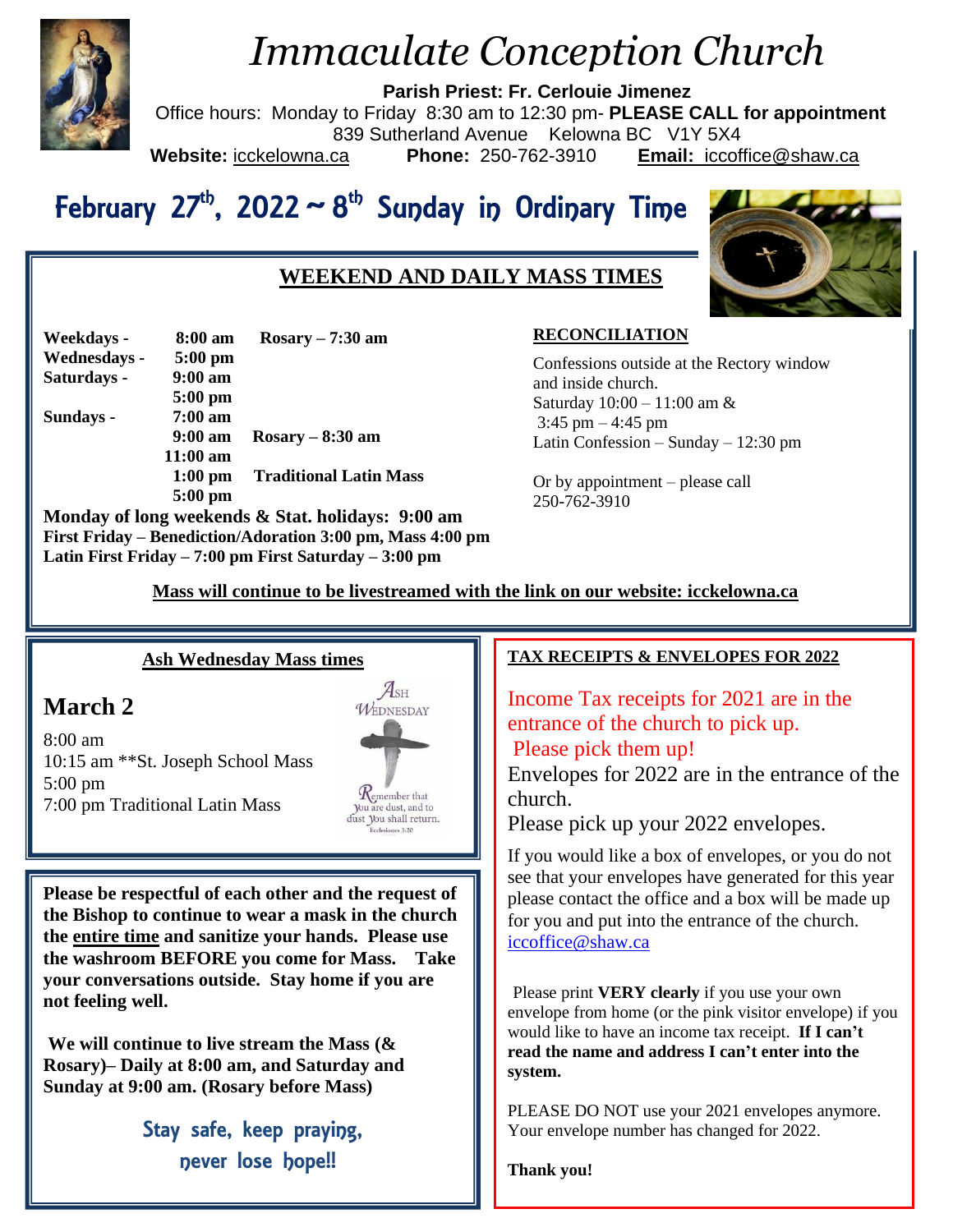# *Immaculate Conception Church*

**Parish Priest: Fr. Cerlouie Jimenez**

Office hours: Monday to Friday 8:30 am to 12:30 pm- **PLEASE CALL for appointment**

839 Sutherland Avenue Kelowna BC V1Y 5X4

**Website:** icckelowna.ca **Phone:** 250-762-3910 **Email:** iccoffice@shaw.ca

## February 27th, 2022 ~ 8th Sunday in Ordinary Time

### WEEKEND AND DAILY MASS TIMES

| | | |
|---|---|---|
| **Weekdays -** | **8:00 am** | **Rosary – 7:30 am** |
| **Wednesdays -** | **5:00 pm** | |
| **Saturdays -** | **9:00 am** | |
| | **5:00 pm** | |
| **Sundays -** | **7:00 am** | |
| | **9:00 am** | **Rosary – 8:30 am** |
| | **11:00 am** | |
| | **1:00 pm** | **Traditional Latin Mass** |
| | **5:00 pm** | |

**Monday of long weekends & Stat. holidays: 9:00 am**

**First Friday – Benediction/Adoration 3:00 pm, Mass 4:00 pm**

**Latin First Friday – 7:00 pm First Saturday – 3:00 pm**

#### RECONCILIATION

Confessions outside at the Rectory window and inside church.
Saturday 10:00 – 11:00 am &
3:45 pm – 4:45 pm
Latin Confession – Sunday – 12:30 pm

Or by appointment – please call 250-762-3910

**Mass will continue to be livestreamed with the link on our website: icckelowna.ca**

### Ash Wednesday Mass times

## March 2

8:00 am
10:15 am **St. Joseph School Mass
5:00 pm
7:00 pm Traditional Latin Mass

**Please be respectful of each other and the request of the Bishop to continue to wear a mask in the church the entire time and sanitize your hands. Please use the washroom BEFORE you come for Mass. Take your conversations outside. Stay home if you are not feeling well.**

**We will continue to live stream the Mass (& Rosary)– Daily at 8:00 am, and Saturday and Sunday at 9:00 am. (Rosary before Mass)**

**Stay safe, keep praying, never lose hope!!**

### TAX RECEIPTS & ENVELOPES FOR 2022

Income Tax receipts for 2021 are in the entrance of the church to pick up.
Please pick them up!

Envelopes for 2022 are in the entrance of the church.
Please pick up your 2022 envelopes.

If you would like a box of envelopes, or you do not see that your envelopes have generated for this year please contact the office and a box will be made up for you and put into the entrance of the church. iccoffice@shaw.ca

Please print **VERY clearly** if you use your own envelope from home (or the pink visitor envelope) if you would like to have an income tax receipt. **If I can't read the name and address I can't enter into the system.**

PLEASE DO NOT use your 2021 envelopes anymore. Your envelope number has changed for 2022.

**Thank you!**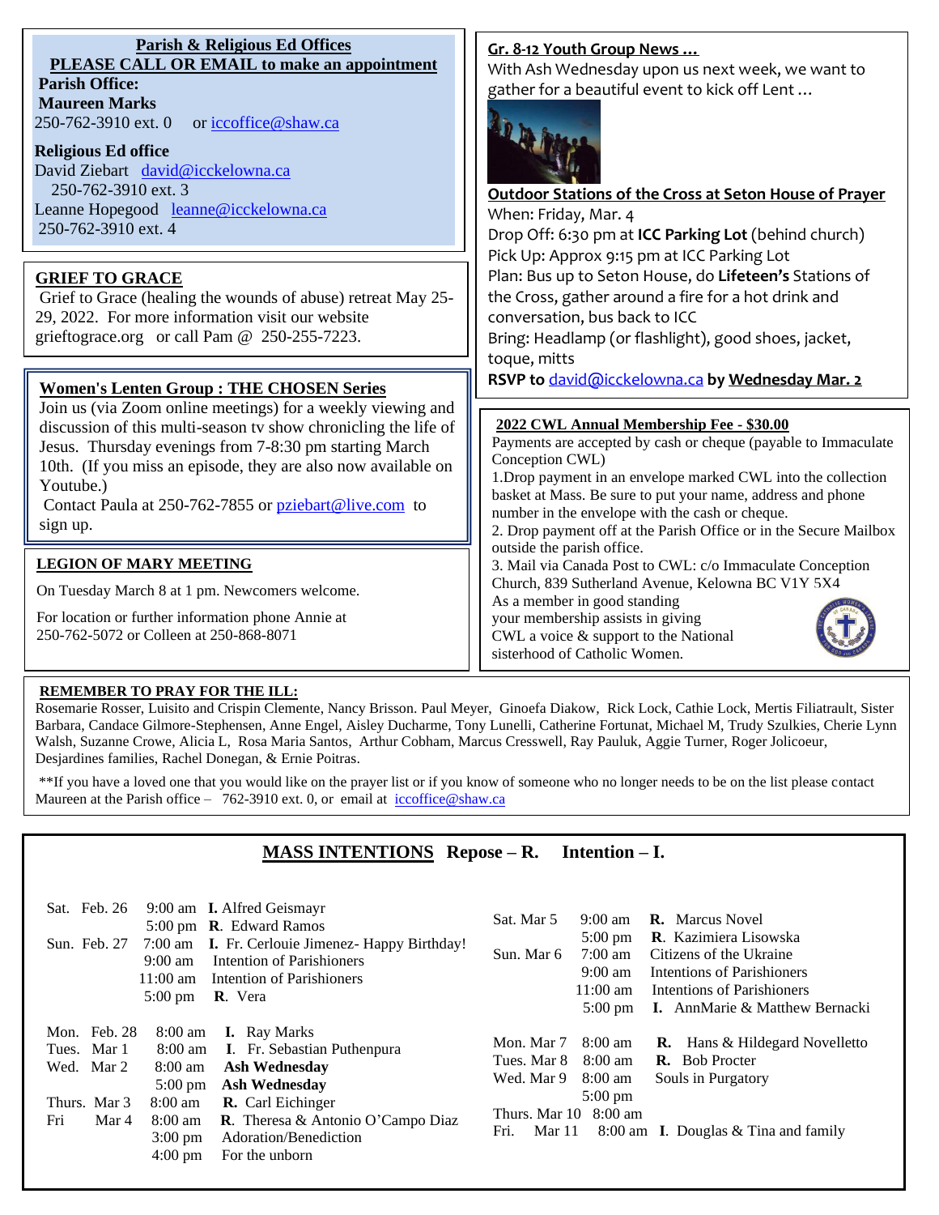## Parish & Religious Ed Offices

**PLEASE CALL OR EMAIL to make an appointment**

**Parish Office:**

**Maureen Marks**

250-762-3910 ext. 0 or iccoffice@shaw.ca

**Religious Ed office**

David Ziebart david@icckelowna.ca 250-762-3910 ext. 3

Leanne Hopegood leanne@icckelowna.ca 250-762-3910 ext. 4

## GRIEF TO GRACE

Grief to Grace (healing the wounds of abuse) retreat May 25-29, 2022. For more information visit our website grieftograce.org or call Pam @ 250-255-7223.

## Women's Lenten Group : THE CHOSEN Series

Join us (via Zoom online meetings) for a weekly viewing and discussion of this multi-season tv show chronicling the life of Jesus. Thursday evenings from 7-8:30 pm starting March 10th. (If you miss an episode, they are also now available on Youtube.)

Contact Paula at 250-762-7855 or pziebart@live.com to sign up.

## LEGION OF MARY MEETING

On Tuesday March 8 at 1 pm. Newcomers welcome.

For location or further information phone Annie at 250-762-5072 or Colleen at 250-868-8071

## Gr. 8-12 Youth Group News …

With Ash Wednesday upon us next week, we want to gather for a beautiful event to kick off Lent …

**Outdoor Stations of the Cross at Seton House of Prayer**

When: Friday, Mar. 4

Drop Off: 6:30 pm at **ICC Parking Lot** (behind church)

Pick Up: Approx 9:15 pm at ICC Parking Lot

Plan: Bus up to Seton House, do **Lifeteen's** Stations of the Cross, gather around a fire for a hot drink and conversation, bus back to ICC

Bring: Headlamp (or flashlight), good shoes, jacket, toque, mitts

**RSVP to** david@icckelowna.ca **by Wednesday Mar. 2**

## 2022 CWL Annual Membership Fee - $30.00

Payments are accepted by cash or cheque (payable to Immaculate Conception CWL)

1.Drop payment in an envelope marked CWL into the collection basket at Mass. Be sure to put your name, address and phone number in the envelope with the cash or cheque.

2. Drop payment off at the Parish Office or in the Secure Mailbox outside the parish office.

3. Mail via Canada Post to CWL: c/o Immaculate Conception Church, 839 Sutherland Avenue, Kelowna BC V1Y 5X4

As a member in good standing your membership assists in giving CWL a voice & support to the National sisterhood of Catholic Women.

## REMEMBER TO PRAY FOR THE ILL:

Rosemarie Rosser, Luisito and Crispin Clemente, Nancy Brisson. Paul Meyer, Ginoefa Diakow, Rick Lock, Cathie Lock, Mertis Filiatrault, Sister Barbara, Candace Gilmore-Stephensen, Anne Engel, Aisley Ducharme, Tony Lunelli, Catherine Fortunat, Michael M, Trudy Szulkies, Cherie Lynn Walsh, Suzanne Crowe, Alicia L, Rosa Maria Santos, Arthur Cobham, Marcus Cresswell, Ray Pauluk, Aggie Turner, Roger Jolicoeur, Desjardines families, Rachel Donegan, & Ernie Poitras.

**If you have a loved one that you would like on the prayer list or if you know of someone who no longer needs to be on the list please contact Maureen at the Parish office – 762-3910 ext. 0, or email at iccoffice@shaw.ca

## MASS INTENTIONS Repose – R. Intention – I.

| Day | Time | Intention |
|---|---|---|
| Sat. Feb. 26 | 9:00 am | **I.** Alfred Geismayr |
| | 5:00 pm | **R.** Edward Ramos |
| Sun. Feb. 27 | 7:00 am | **I.** Fr. Cerlouie Jimenez- Happy Birthday! |
| | 9:00 am | Intention of Parishioners |
| | 11:00 am | Intention of Parishioners |
| | 5:00 pm | **R.** Vera |
| Mon. Feb. 28 | 8:00 am | **I.** Ray Marks |
| Tues. Mar 1 | 8:00 am | **I.** Fr. Sebastian Puthenpura |
| Wed. Mar 2 | 8:00 am | **Ash Wednesday** |
| | 5:00 pm | **Ash Wednesday** |
| Thurs. Mar 3 | 8:00 am | **R.** Carl Eichinger |
| Fri Mar 4 | 8:00 am | **R.** Theresa & Antonio O'Campo Diaz |
| | 3:00 pm | Adoration/Benediction |
| | 4:00 pm | For the unborn |
| Sat. Mar 5 | 9:00 am | **R.** Marcus Novel |
| | 5:00 pm | **R.** Kazimiera Lisowska |
| Sun. Mar 6 | 7:00 am | Citizens of the Ukraine |
| | 9:00 am | Intentions of Parishioners |
| | 11:00 am | Intentions of Parishioners |
| | 5:00 pm | **I.** AnnMarie & Matthew Bernacki |
| Mon. Mar 7 | 8:00 am | **R.** Hans & Hildegard Novelletto |
| Tues. Mar 8 | 8:00 am | **R.** Bob Procter |
| Wed. Mar 9 | 8:00 am | Souls in Purgatory |
| | 5:00 pm | |
| Thurs. Mar 10 | 8:00 am | |
| Fri. Mar 11 | 8:00 am | **I.** Douglas & Tina and family |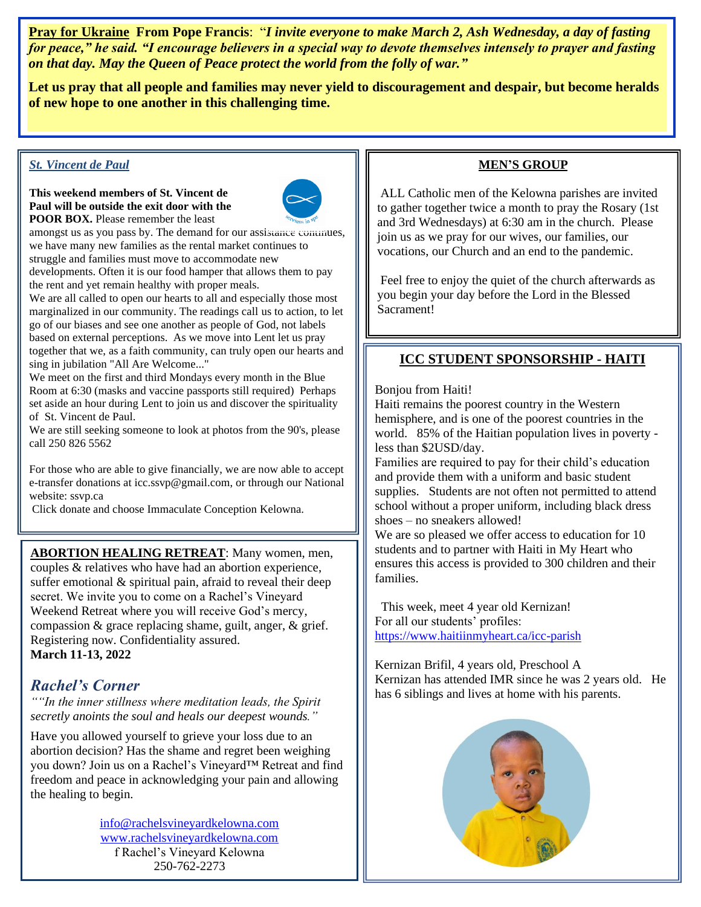**Pray for Ukraine** **From Pope Francis**: "*I invite everyone to make March 2, Ash Wednesday, a day of fasting for peace," he said. "I encourage believers in a special way to devote themselves intensely to prayer and fasting on that day. May the Queen of Peace protect the world from the folly of war."*

**Let us pray that all people and families may never yield to discouragement and despair, but become heralds of new hope to one another in this challenging time.**

## *St. Vincent de Paul*

**This weekend members of St. Vincent de Paul will be outside the exit door with the POOR BOX.** Please remember the least amongst us as you pass by. The demand for our assistance continues, we have many new families as the rental market continues to struggle and families must move to accommodate new developments. Often it is our food hamper that allows them to pay the rent and yet remain healthy with proper meals.

We are all called to open our hearts to all and especially those most marginalized in our community. The readings call us to action, to let go of our biases and see one another as people of God, not labels based on external perceptions. As we move into Lent let us pray together that we, as a faith community, can truly open our hearts and sing in jubilation "All Are Welcome..."

We meet on the first and third Mondays every month in the Blue Room at 6:30 (masks and vaccine passports still required) Perhaps set aside an hour during Lent to join us and discover the spirituality of St. Vincent de Paul.

We are still seeking someone to look at photos from the 90's, please call 250 826 5562

For those who are able to give financially, we are now able to accept e-transfer donations at icc.ssvp@gmail.com, or through our National website: ssvp.ca

Click donate and choose Immaculate Conception Kelowna.

**ABORTION HEALING RETREAT**: Many women, men, couples & relatives who have had an abortion experience, suffer emotional & spiritual pain, afraid to reveal their deep secret. We invite you to come on a Rachel's Vineyard Weekend Retreat where you will receive God's mercy, compassion & grace replacing shame, guilt, anger, & grief. Registering now. Confidentiality assured.
**March 11-13, 2022**

## *Rachel's Corner*

*""In the inner stillness where meditation leads, the Spirit secretly anoints the soul and heals our deepest wounds."*

Have you allowed yourself to grieve your loss due to an abortion decision? Has the shame and regret been weighing you down? Join us on a Rachel's Vineyard™ Retreat and find freedom and peace in acknowledging your pain and allowing the healing to begin.

info@rachelsvineyardkelowna.com
www.rachelsvineyardkelowna.com
f Rachel's Vineyard Kelowna
250-762-2273

## MEN'S GROUP

ALL Catholic men of the Kelowna parishes are invited to gather together twice a month to pray the Rosary (1st and 3rd Wednesdays) at 6:30 am in the church. Please join us as we pray for our wives, our families, our vocations, our Church and an end to the pandemic.

Feel free to enjoy the quiet of the church afterwards as you begin your day before the Lord in the Blessed Sacrament!

## ICC STUDENT SPONSORSHIP - HAITI

Bonjou from Haiti!

Haiti remains the poorest country in the Western hemisphere, and is one of the poorest countries in the world. 85% of the Haitian population lives in poverty - less than $2USD/day.

Families are required to pay for their child's education and provide them with a uniform and basic student supplies. Students are not often not permitted to attend school without a proper uniform, including black dress shoes – no sneakers allowed!

We are so pleased we offer access to education for 10 students and to partner with Haiti in My Heart who ensures this access is provided to 300 children and their families.

This week, meet 4 year old Kernizan!
For all our students' profiles:
https://www.haitiinmyheart.ca/icc-parish

Kernizan Brifil, 4 years old, Preschool A
Kernizan has attended IMR since he was 2 years old. He has 6 siblings and lives at home with his parents.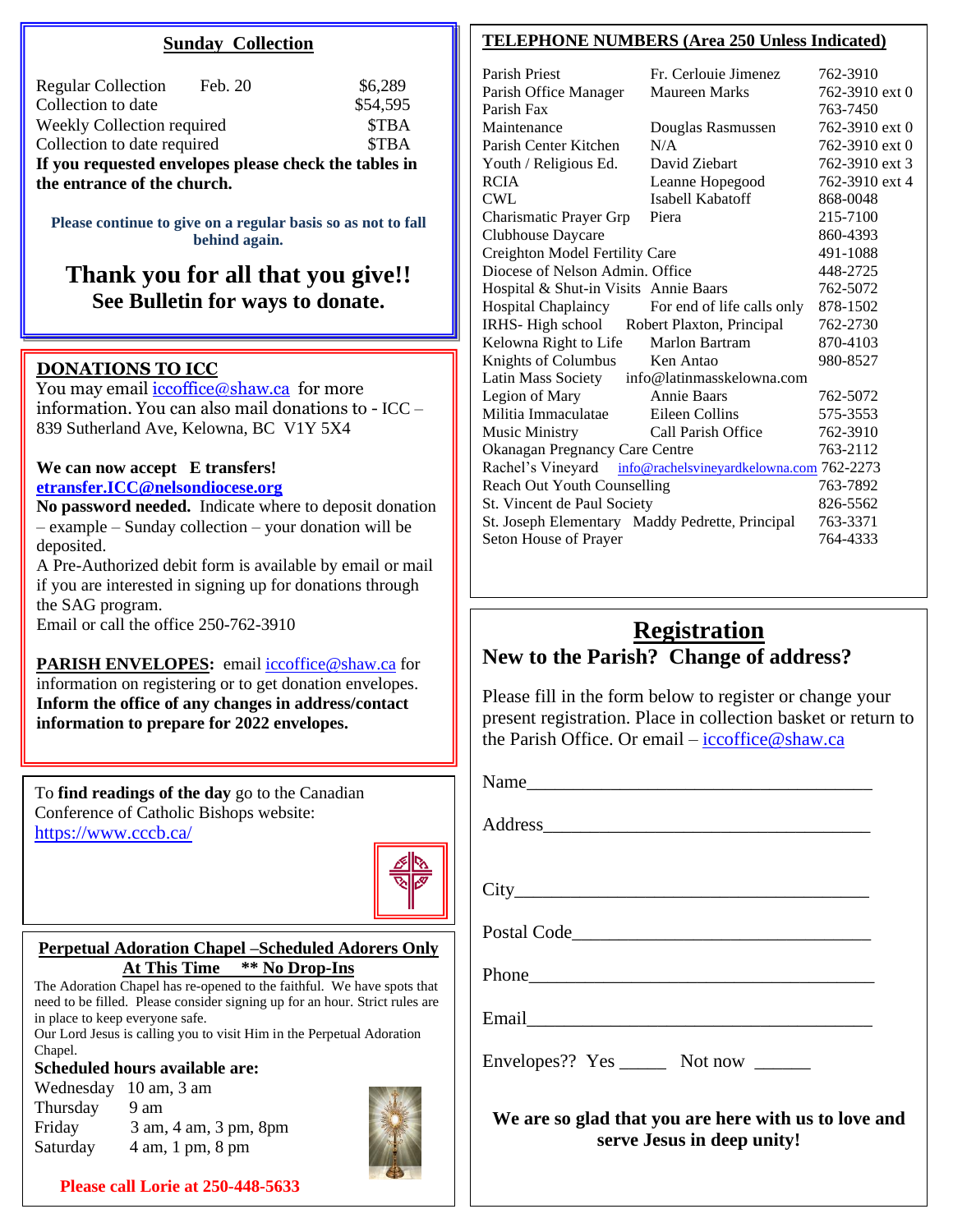## Sunday Collection

| | | |
|---|---|---|
| Regular Collection | Feb. 20 | $6,289 |
| Collection to date | | $54,595 |
| Weekly Collection required | | $TBA |
| Collection to date required | | $TBA |

**If you requested envelopes please check the tables in the entrance of the church.**

**Please continue to give on a regular basis so as not to fall behind again.**

**Thank you for all that you give!!**
**See Bulletin for ways to donate.**

## DONATIONS TO ICC

You may email iccoffice@shaw.ca for more information. You can also mail donations to - ICC – 839 Sutherland Ave, Kelowna, BC V1Y 5X4

**We can now accept E transfers!**
**etransfer.ICC@nelsondiocese.org**
**No password needed.** Indicate where to deposit donation – example – Sunday collection – your donation will be deposited.
A Pre-Authorized debit form is available by email or mail if you are interested in signing up for donations through the SAG program.
Email or call the office 250-762-3910

**PARISH ENVELOPES:** email iccoffice@shaw.ca for information on registering or to get donation envelopes. **Inform the office of any changes in address/contact information to prepare for 2022 envelopes.**

To **find readings of the day** go to the Canadian Conference of Catholic Bishops website: https://www.cccb.ca/

## Perpetual Adoration Chapel –Scheduled Adorers Only At This Time ** No Drop-Ins

The Adoration Chapel has re-opened to the faithful. We have spots that need to be filled. Please consider signing up for an hour. Strict rules are in place to keep everyone safe.
Our Lord Jesus is calling you to visit Him in the Perpetual Adoration Chapel.

**Scheduled hours available are:**

| | |
|---|---|
| Wednesday | 10 am, 3 am |
| Thursday | 9 am |
| Friday | 3 am, 4 am, 3 pm, 8pm |
| Saturday | 4 am, 1 pm, 8 pm |

**Please call Lorie at 250-448-5633**

## TELEPHONE NUMBERS (Area 250 Unless Indicated)

| | | |
|---|---|---|
| Parish Priest | Fr. Cerlouie Jimenez | 762-3910 |
| Parish Office Manager | Maureen Marks | 762-3910 ext 0 |
| Parish Fax | | 763-7450 |
| Maintenance | Douglas Rasmussen | 762-3910 ext 0 |
| Parish Center Kitchen | N/A | 762-3910 ext 0 |
| Youth / Religious Ed. | David Ziebart | 762-3910 ext 3 |
| RCIA | Leanne Hopegood | 762-3910 ext 4 |
| CWL | Isabell Kabatoff | 868-0048 |
| Charismatic Prayer Grp | Piera | 215-7100 |
| Clubhouse Daycare | | 860-4393 |
| Creighton Model Fertility Care | | 491-1088 |
| Diocese of Nelson Admin. Office | | 448-2725 |
| Hospital & Shut-in Visits | Annie Baars | 762-5072 |
| Hospital Chaplaincy | For end of life calls only | 878-1502 |
| IRHS- High school | Robert Plaxton, Principal | 762-2730 |
| Kelowna Right to Life | Marlon Bartram | 870-4103 |
| Knights of Columbus | Ken Antao | 980-8527 |
| Latin Mass Society | info@latinmasskelowna.com | |
| Legion of Mary | Annie Baars | 762-5072 |
| Militia Immaculatae | Eileen Collins | 575-3553 |
| Music Ministry | Call Parish Office | 762-3910 |
| Okanagan Pregnancy Care Centre | | 763-2112 |
| Rachel's Vineyard | info@rachelsvineyardkelowna.com | 762-2273 |
| Reach Out Youth Counselling | | 763-7892 |
| St. Vincent de Paul Society | | 826-5562 |
| St. Joseph Elementary | Maddy Pedrette, Principal | 763-3371 |
| Seton House of Prayer | | 764-4333 |

## Registration

### New to the Parish? Change of address?

Please fill in the form below to register or change your present registration. Place in collection basket or return to the Parish Office. Or email – iccoffice@shaw.ca

Name_____________________________________

Address___________________________________

City______________________________________

Postal Code________________________________

Phone_____________________________________

Email_____________________________________

Envelopes?? Yes _____ Not now ______

**We are so glad that you are here with us to love and serve Jesus in deep unity!**